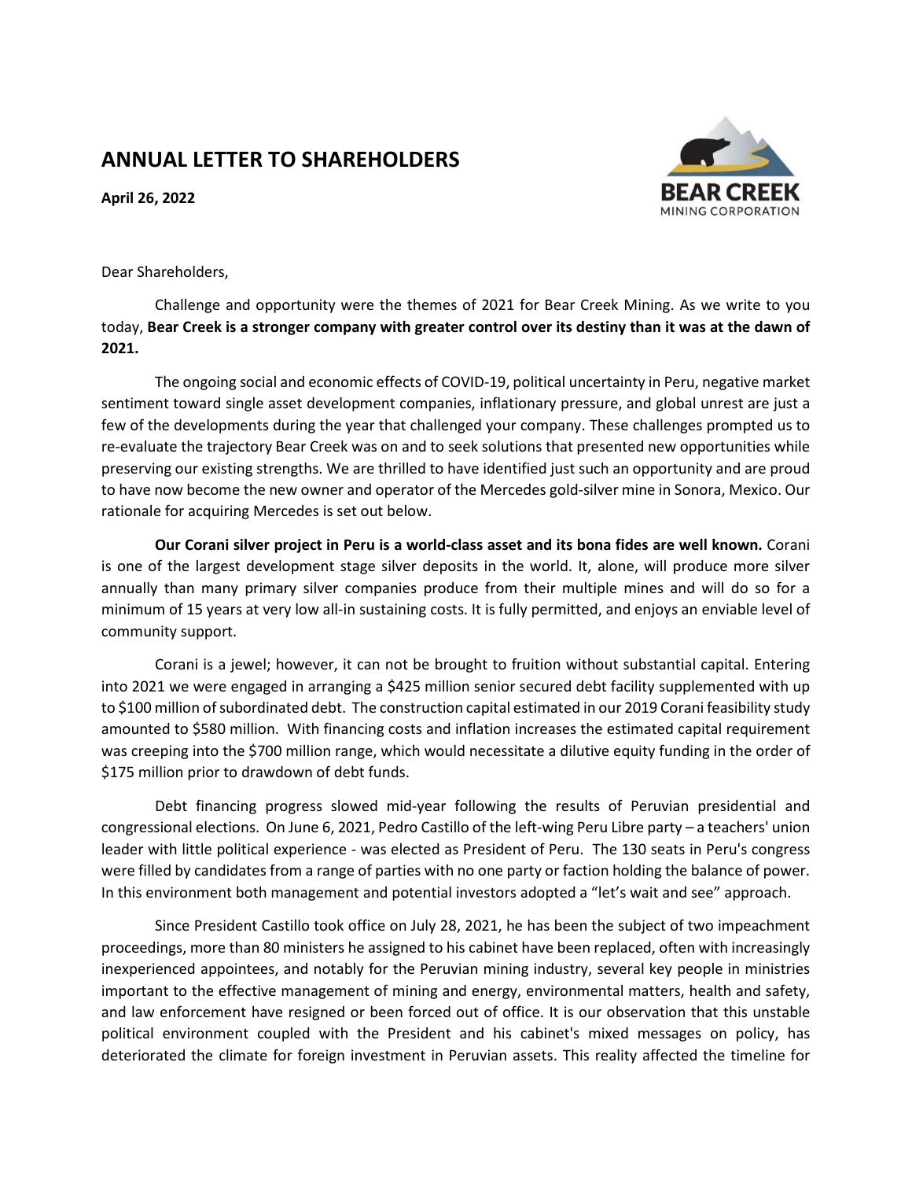# ANNUAL LETTER TO SHAREHOLDERS

**April 26, 2022**

Dear Shareholders,

Challenge and opportunity were the themes of 2021 for Bear Creek Mining. As we write to you today, **Bear Creek is a stronger company with greater control over its destiny than it was at the dawn of 2021.**

The ongoing social and economic effects of COVID-19, political uncertainty in Peru, negative market sentiment toward single asset development companies, inflationary pressure, and global unrest are just a few of the developments during the year that challenged your company. These challenges prompted us to re-evaluate the trajectory Bear Creek was on and to seek solutions that presented new opportunities while preserving our existing strengths. We are thrilled to have identified just such an opportunity and are proud to have now become the new owner and operator of the Mercedes gold-silver mine in Sonora, Mexico. Our rationale for acquiring Mercedes is set out below.

**Our Corani silver project in Peru is a world-class asset and its bona fides are well known.** Corani is one of the largest development stage silver deposits in the world. It, alone, will produce more silver annually than many primary silver companies produce from their multiple mines and will do so for a minimum of 15 years at very low all-in sustaining costs. It is fully permitted, and enjoys an enviable level of community support.

Corani is a jewel; however, it can not be brought to fruition without substantial capital. Entering into 2021 we were engaged in arranging a $425 million senior secured debt facility supplemented with up to $100 million of subordinated debt. The construction capital estimated in our 2019 Corani feasibility study amounted to $580 million. With financing costs and inflation increases the estimated capital requirement was creeping into the $700 million range, which would necessitate a dilutive equity funding in the order of $175 million prior to drawdown of debt funds.

Debt financing progress slowed mid-year following the results of Peruvian presidential and congressional elections. On June 6, 2021, Pedro Castillo of the left-wing Peru Libre party – a teachers' union leader with little political experience - was elected as President of Peru. The 130 seats in Peru's congress were filled by candidates from a range of parties with no one party or faction holding the balance of power. In this environment both management and potential investors adopted a "let's wait and see" approach.

Since President Castillo took office on July 28, 2021, he has been the subject of two impeachment proceedings, more than 80 ministers he assigned to his cabinet have been replaced, often with increasingly inexperienced appointees, and notably for the Peruvian mining industry, several key people in ministries important to the effective management of mining and energy, environmental matters, health and safety, and law enforcement have resigned or been forced out of office. It is our observation that this unstable political environment coupled with the President and his cabinet's mixed messages on policy, has deteriorated the climate for foreign investment in Peruvian assets. This reality affected the timeline for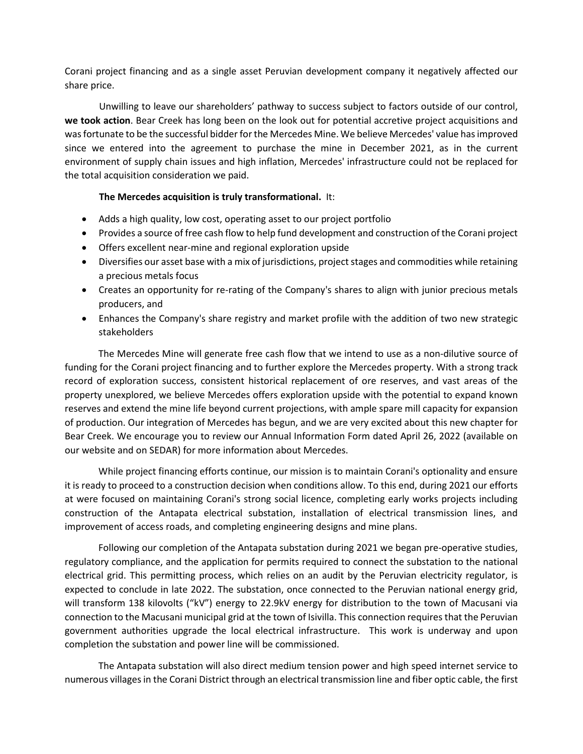Corani project financing and as a single asset Peruvian development company it negatively affected our share price.

Unwilling to leave our shareholders' pathway to success subject to factors outside of our control, **we took action**. Bear Creek has long been on the look out for potential accretive project acquisitions and was fortunate to be the successful bidder for the Mercedes Mine. We believe Mercedes' value has improved since we entered into the agreement to purchase the mine in December 2021, as in the current environment of supply chain issues and high inflation, Mercedes' infrastructure could not be replaced for the total acquisition consideration we paid.

**The Mercedes acquisition is truly transformational.** It:

- Adds a high quality, low cost, operating asset to our project portfolio
- Provides a source of free cash flow to help fund development and construction of the Corani project
- Offers excellent near-mine and regional exploration upside
- Diversifies our asset base with a mix of jurisdictions, project stages and commodities while retaining a precious metals focus
- Creates an opportunity for re-rating of the Company's shares to align with junior precious metals producers, and
- Enhances the Company's share registry and market profile with the addition of two new strategic stakeholders

The Mercedes Mine will generate free cash flow that we intend to use as a non-dilutive source of funding for the Corani project financing and to further explore the Mercedes property. With a strong track record of exploration success, consistent historical replacement of ore reserves, and vast areas of the property unexplored, we believe Mercedes offers exploration upside with the potential to expand known reserves and extend the mine life beyond current projections, with ample spare mill capacity for expansion of production. Our integration of Mercedes has begun, and we are very excited about this new chapter for Bear Creek. We encourage you to review our Annual Information Form dated April 26, 2022 (available on our website and on SEDAR) for more information about Mercedes.

While project financing efforts continue, our mission is to maintain Corani's optionality and ensure it is ready to proceed to a construction decision when conditions allow. To this end, during 2021 our efforts at were focused on maintaining Corani's strong social licence, completing early works projects including construction of the Antapata electrical substation, installation of electrical transmission lines, and improvement of access roads, and completing engineering designs and mine plans.

Following our completion of the Antapata substation during 2021 we began pre-operative studies, regulatory compliance, and the application for permits required to connect the substation to the national electrical grid. This permitting process, which relies on an audit by the Peruvian electricity regulator, is expected to conclude in late 2022. The substation, once connected to the Peruvian national energy grid, will transform 138 kilovolts ("kV") energy to 22.9kV energy for distribution to the town of Macusani via connection to the Macusani municipal grid at the town of Isivilla. This connection requires that the Peruvian government authorities upgrade the local electrical infrastructure. This work is underway and upon completion the substation and power line will be commissioned.

The Antapata substation will also direct medium tension power and high speed internet service to numerous villages in the Corani District through an electrical transmission line and fiber optic cable, the first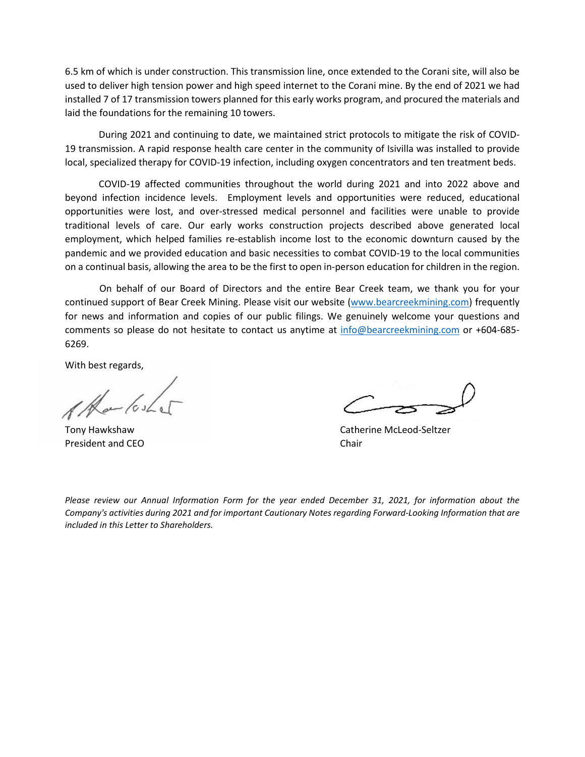6.5 km of which is under construction. This transmission line, once extended to the Corani site, will also be used to deliver high tension power and high speed internet to the Corani mine. By the end of 2021 we had installed 7 of 17 transmission towers planned for this early works program, and procured the materials and laid the foundations for the remaining 10 towers.

During 2021 and continuing to date, we maintained strict protocols to mitigate the risk of COVID-19 transmission. A rapid response health care center in the community of Isivilla was installed to provide local, specialized therapy for COVID-19 infection, including oxygen concentrators and ten treatment beds.

COVID-19 affected communities throughout the world during 2021 and into 2022 above and beyond infection incidence levels. Employment levels and opportunities were reduced, educational opportunities were lost, and over-stressed medical personnel and facilities were unable to provide traditional levels of care. Our early works construction projects described above generated local employment, which helped families re-establish income lost to the economic downturn caused by the pandemic and we provided education and basic necessities to combat COVID-19 to the local communities on a continual basis, allowing the area to be the first to open in-person education for children in the region.

On behalf of our Board of Directors and the entire Bear Creek team, we thank you for your continued support of Bear Creek Mining. Please visit our website (www.bearcreekmining.com) frequently for news and information and copies of our public filings. We genuinely welcome your questions and comments so please do not hesitate to contact us anytime at info@bearcreekmining.com or +604-685-6269.

With best regards,

Tony Hawkshaw
President and CEO

Catherine McLeod-Seltzer
Chair

*Please review our Annual Information Form for the year ended December 31, 2021, for information about the Company's activities during 2021 and for important Cautionary Notes regarding Forward-Looking Information that are included in this Letter to Shareholders.*